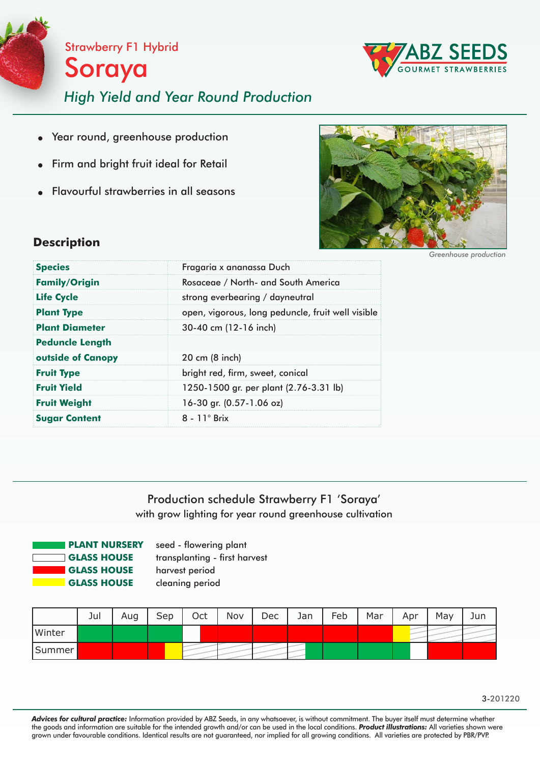Strawberry F1 Hybrid

# Soraya

ABZ SEEDS
GOURMET STRAWBERRIES

*High Yield and Year Round Production*

- Year round, greenhouse production
- Firm and bright fruit ideal for Retail
- Flavourful strawberries in all seasons

*Greenhouse production*

## Description

| | |
|---|---|
| **Species** | Fragaria x ananassa Duch |
| **Family/Origin** | Rosaceae / North- and South America |
| **Life Cycle** | strong everbearing / dayneutral |
| **Plant Type** | open, vigorous, long peduncle, fruit well visible |
| **Plant Diameter** | 30-40 cm (12-16 inch) |
| **Peduncle Length outside of Canopy** | 20 cm (8 inch) |
| **Fruit Type** | bright red, firm, sweet, conical |
| **Fruit Yield** | 1250-1500 gr. per plant (2.76-3.31 lb) |
| **Fruit Weight** | 16-30 gr. (0.57-1.06 oz) |
| **Sugar Content** | 8 - 11° Brix |

Production schedule Strawberry F1 'Soraya'
with grow lighting for year round greenhouse cultivation

- **PLANT NURSERY** (green): seed - flowering plant
- **GLASS HOUSE** (white): transplanting - first harvest
- **GLASS HOUSE** (red): harvest period
- **GLASS HOUSE** (yellow): cleaning period

| | Jul | Aug | Sep | Oct | Nov | Dec | Jan | Feb | Mar | Apr | May | Jun |
|---|---|---|---|---|---|---|---|---|---|---|---|---|
| Winter | green | green | green | white / red | red | red | red | red | red | yellow | | |
| Summer | red | red | red / yellow | | | | green | green | green | green / white | red | red |

3-201220

***Advices for cultural practice:*** Information provided by ABZ Seeds, in any whatsoever, is without commitment. The buyer itself must determine whether the goods and information are suitable for the intended growth and/or can be used in the local conditions. ***Product illustrations:*** All varieties shown were grown under favourable conditions. Identical results are not guaranteed, nor implied for all growing conditions. All varieties are protected by PBR/PVP.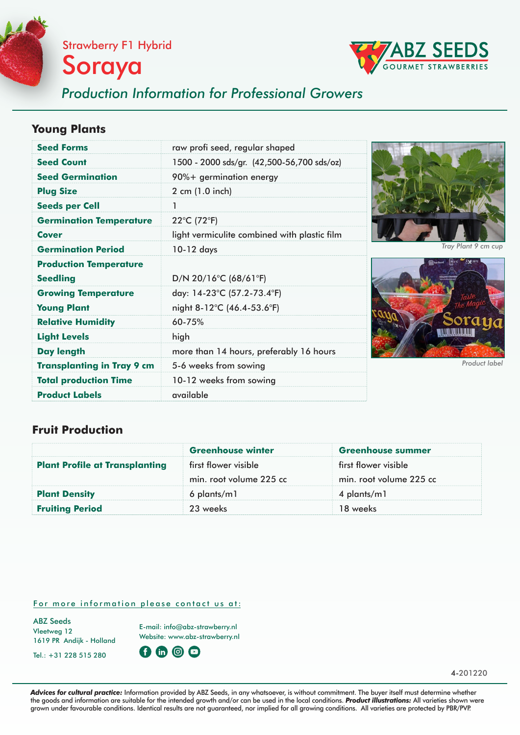Strawberry F1 Hybrid

# Soraya

ABZ SEEDS
GOURMET STRAWBERRIES

*Production Information for Professional Growers*

## Young Plants

| | |
|---|---|
| **Seed Forms** | raw profi seed, regular shaped |
| **Seed Count** | 1500 - 2000 sds/gr. (42,500-56,700 sds/oz) |
| **Seed Germination** | 90%+ germination energy |
| **Plug Size** | 2 cm (1.0 inch) |
| **Seeds per Cell** | 1 |
| **Germination Temperature** | 22°C (72°F) |
| **Cover** | light vermiculite combined with plastic film |
| **Germination Period** | 10-12 days |
| **Production Temperature** | |
| **Seedling** | D/N 20/16°C (68/61°F) |
| **Growing Temperature** | day: 14-23°C (57.2-73.4°F) |
| **Young Plant** | night 8-12°C (46.4-53.6°F) |
| **Relative Humidity** | 60-75% |
| **Light Levels** | high |
| **Day length** | more than 14 hours, preferably 16 hours |
| **Transplanting in Tray 9 cm** | 5-6 weeks from sowing |
| **Total production Time** | 10-12 weeks from sowing |
| **Product Labels** | available |

*Tray Plant 9 cm cup*

*Product label*

## Fruit Production

| | Greenhouse winter | Greenhouse summer |
|---|---|---|
| **Plant Profile at Transplanting** | first flower visible<br>min. root volume 225 cc | first flower visible<br>min. root volume 225 cc |
| **Plant Density** | 6 plants/m1 | 4 plants/m1 |
| **Fruiting Period** | 23 weeks | 18 weeks |

For more information please contact us at:

ABZ Seeds
Vleetweg 12
1619 PR Andijk - Holland

Tel.: +31 228 515 280

E-mail: info@abz-strawberry.nl
Website: www.abz-strawberry.nl

4-201220

***Advices for cultural practice:*** Information provided by ABZ Seeds, in any whatsoever, is without commitment. The buyer itself must determine whether the goods and information are suitable for the intended growth and/or can be used in the local conditions. ***Product illustrations:*** All varieties shown were grown under favourable conditions. Identical results are not guaranteed, nor implied for all growing conditions. All varieties are protected by PBR/PVP.